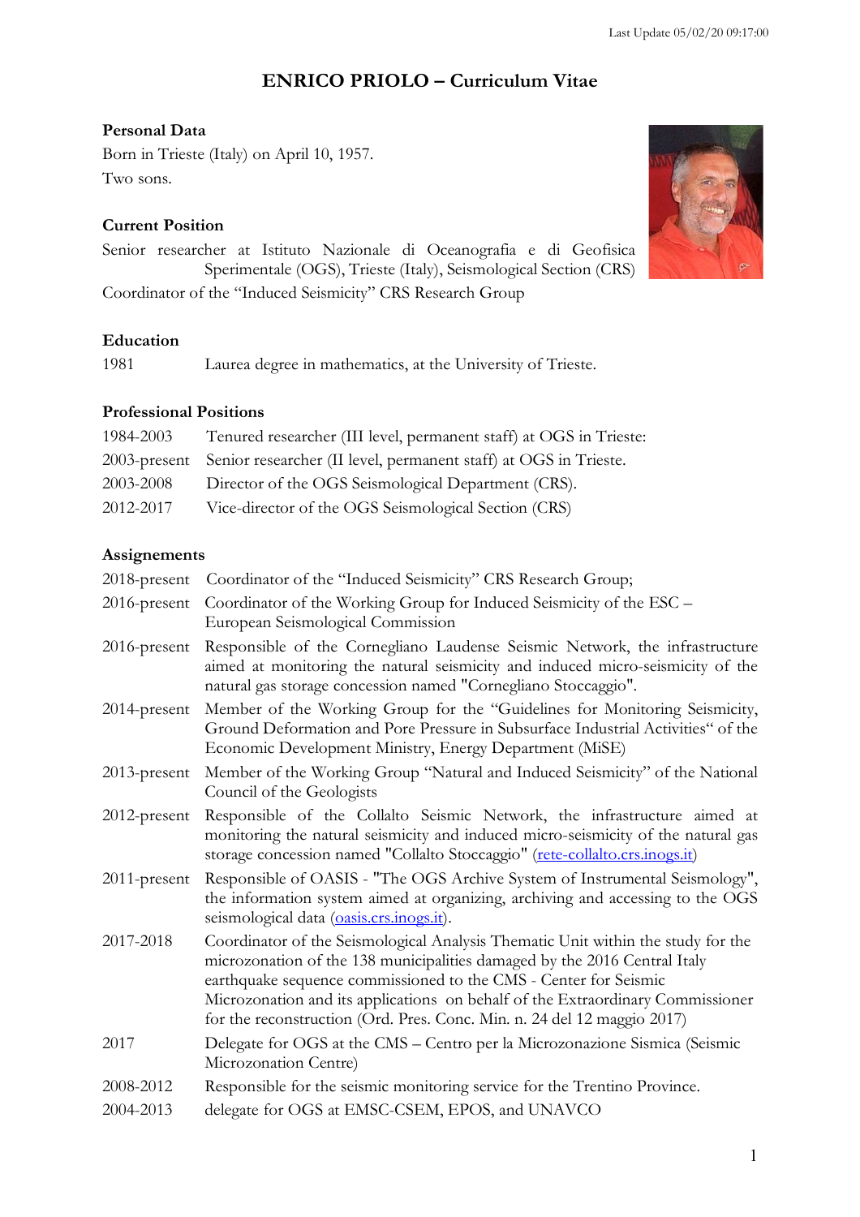Last Update 05/02/20 09:17:00

# ENRICO PRIOLO – Curriculum Vitae

## Personal Data

Born in Trieste (Italy) on April 10, 1957.

Two sons.

## Current Position

Senior researcher at Istituto Nazionale di Oceanografia e di Geofisica Sperimentale (OGS), Trieste (Italy), Seismological Section (CRS)

Coordinator of the "Induced Seismicity" CRS Research Group

## Education

| | |
|---|---|
| 1981 | Laurea degree in mathematics, at the University of Trieste. |

## Professional Positions

| | |
|---|---|
| 1984-2003 | Tenured researcher (III level, permanent staff) at OGS in Trieste: |
| 2003-present | Senior researcher (II level, permanent staff) at OGS in Trieste. |
| 2003-2008 | Director of the OGS Seismological Department (CRS). |
| 2012-2017 | Vice-director of the OGS Seismological Section (CRS) |

## Assignements

| | |
|---|---|
| 2018-present | Coordinator of the "Induced Seismicity" CRS Research Group; |
| 2016-present | Coordinator of the Working Group for Induced Seismicity of the ESC – European Seismological Commission |
| 2016-present | Responsible of the Cornegliano Laudense Seismic Network, the infrastructure aimed at monitoring the natural seismicity and induced micro-seismicity of the natural gas storage concession named "Cornegliano Stoccaggio". |
| 2014-present | Member of the Working Group for the "Guidelines for Monitoring Seismicity, Ground Deformation and Pore Pressure in Subsurface Industrial Activities" of the Economic Development Ministry, Energy Department (MiSE) |
| 2013-present | Member of the Working Group "Natural and Induced Seismicity" of the National Council of the Geologists |
| 2012-present | Responsible of the Collalto Seismic Network, the infrastructure aimed at monitoring the natural seismicity and induced micro-seismicity of the natural gas storage concession named "Collalto Stoccaggio" (rete-collalto.crs.inogs.it) |
| 2011-present | Responsible of OASIS - "The OGS Archive System of Instrumental Seismology", the information system aimed at organizing, archiving and accessing to the OGS seismological data (oasis.crs.inogs.it). |
| 2017-2018 | Coordinator of the Seismological Analysis Thematic Unit within the study for the microzonation of the 138 municipalities damaged by the 2016 Central Italy earthquake sequence commissioned to the CMS - Center for Seismic Microzonation and its applications on behalf of the Extraordinary Commissioner for the reconstruction (Ord. Pres. Conc. Min. n. 24 del 12 maggio 2017) |
| 2017 | Delegate for OGS at the CMS – Centro per la Microzonazione Sismica (Seismic Microzonation Centre) |
| 2008-2012 | Responsible for the seismic monitoring service for the Trentino Province. |
| 2004-2013 | delegate for OGS at EMSC-CSEM, EPOS, and UNAVCO |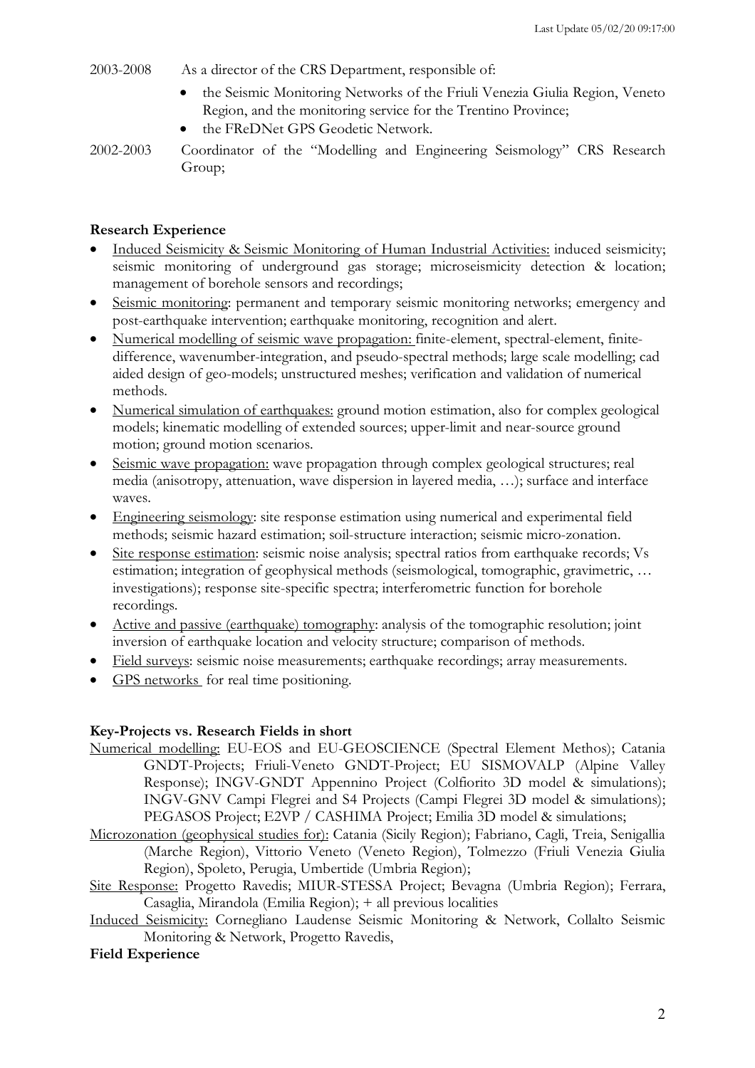2003-2008 As a director of the CRS Department, responsible of:

- the Seismic Monitoring Networks of the Friuli Venezia Giulia Region, Veneto Region, and the monitoring service for the Trentino Province;
- the FReDNet GPS Geodetic Network.

2002-2003 Coordinator of the "Modelling and Engineering Seismology" CRS Research Group;

**Research Experience**

- Induced Seismicity & Seismic Monitoring of Human Industrial Activities: induced seismicity; seismic monitoring of underground gas storage; microseismicity detection & location; management of borehole sensors and recordings;
- Seismic monitoring: permanent and temporary seismic monitoring networks; emergency and post-earthquake intervention; earthquake monitoring, recognition and alert.
- Numerical modelling of seismic wave propagation: finite-element, spectral-element, finite-difference, wavenumber-integration, and pseudo-spectral methods; large scale modelling; cad aided design of geo-models; unstructured meshes; verification and validation of numerical methods.
- Numerical simulation of earthquakes: ground motion estimation, also for complex geological models; kinematic modelling of extended sources; upper-limit and near-source ground motion; ground motion scenarios.
- Seismic wave propagation: wave propagation through complex geological structures; real media (anisotropy, attenuation, wave dispersion in layered media, …); surface and interface waves.
- Engineering seismology: site response estimation using numerical and experimental field methods; seismic hazard estimation; soil-structure interaction; seismic micro-zonation.
- Site response estimation: seismic noise analysis; spectral ratios from earthquake records; Vs estimation; integration of geophysical methods (seismological, tomographic, gravimetric, … investigations); response site-specific spectra; interferometric function for borehole recordings.
- Active and passive (earthquake) tomography: analysis of the tomographic resolution; joint inversion of earthquake location and velocity structure; comparison of methods.
- Field surveys: seismic noise measurements; earthquake recordings; array measurements.
- GPS networks for real time positioning.

**Key-Projects vs. Research Fields in short**

Numerical modelling: EU-EOS and EU-GEOSCIENCE (Spectral Element Methos); Catania GNDT-Projects; Friuli-Veneto GNDT-Project; EU SISMOVALP (Alpine Valley Response); INGV-GNDT Appennino Project (Colfiorito 3D model & simulations); INGV-GNV Campi Flegrei and S4 Projects (Campi Flegrei 3D model & simulations); PEGASOS Project; E2VP / CASHIMA Project; Emilia 3D model & simulations;

Microzonation (geophysical studies for): Catania (Sicily Region); Fabriano, Cagli, Treia, Senigallia (Marche Region), Vittorio Veneto (Veneto Region), Tolmezzo (Friuli Venezia Giulia Region), Spoleto, Perugia, Umbertide (Umbria Region);

Site Response: Progetto Ravedis; MIUR-STESSA Project; Bevagna (Umbria Region); Ferrara, Casaglia, Mirandola (Emilia Region); + all previous localities

Induced Seismicity: Cornegliano Laudense Seismic Monitoring & Network, Collalto Seismic Monitoring & Network, Progetto Ravedis,

**Field Experience**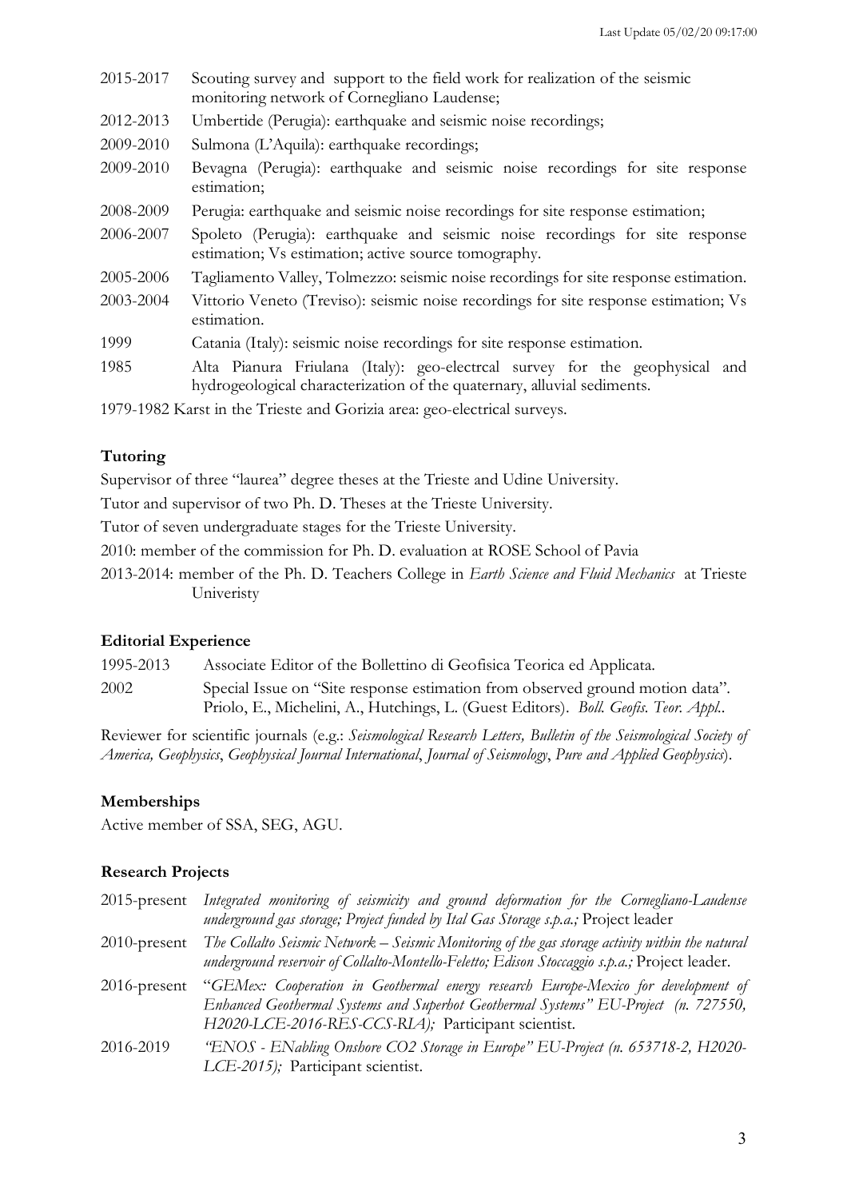| | |
|---|---|
| 2015-2017 | Scouting survey and support to the field work for realization of the seismic monitoring network of Cornegliano Laudense; |
| 2012-2013 | Umbertide (Perugia): earthquake and seismic noise recordings; |
| 2009-2010 | Sulmona (L'Aquila): earthquake recordings; |
| 2009-2010 | Bevagna (Perugia): earthquake and seismic noise recordings for site response estimation; |
| 2008-2009 | Perugia: earthquake and seismic noise recordings for site response estimation; |
| 2006-2007 | Spoleto (Perugia): earthquake and seismic noise recordings for site response estimation; Vs estimation; active source tomography. |
| 2005-2006 | Tagliamento Valley, Tolmezzo: seismic noise recordings for site response estimation. |
| 2003-2004 | Vittorio Veneto (Treviso): seismic noise recordings for site response estimation; Vs estimation. |
| 1999 | Catania (Italy): seismic noise recordings for site response estimation. |
| 1985 | Alta Pianura Friulana (Italy): geo-electrcal survey for the geophysical and hydrogeological characterization of the quaternary, alluvial sediments. |

1979-1982 Karst in the Trieste and Gorizia area: geo-electrical surveys.

## Tutoring

Supervisor of three "laurea" degree theses at the Trieste and Udine University.

Tutor and supervisor of two Ph. D. Theses at the Trieste University.

Tutor of seven undergraduate stages for the Trieste University.

2010: member of the commission for Ph. D. evaluation at ROSE School of Pavia

2013-2014: member of the Ph. D. Teachers College in *Earth Science and Fluid Mechanics* at Trieste Univeristy

## Editorial Experience

| | |
|---|---|
| 1995-2013 | Associate Editor of the Bollettino di Geofisica Teorica ed Applicata. |
| 2002 | Special Issue on "Site response estimation from observed ground motion data". Priolo, E., Michelini, A., Hutchings, L. (Guest Editors). *Boll. Geofis. Teor. Appl.*. |

Reviewer for scientific journals (e.g.: *Seismological Research Letters, Bulletin of the Seismological Society of America, Geophysics*, *Geophysical Journal International*, *Journal of Seismology*, *Pure and Applied Geophysics*).

## Memberships

Active member of SSA, SEG, AGU.

## Research Projects

| | |
|---|---|
| 2015-present | *Integrated monitoring of seismicity and ground deformation for the Cornegliano-Laudense underground gas storage; Project funded by Ital Gas Storage s.p.a.;* Project leader |
| 2010-present | *The Collalto Seismic Network – Seismic Monitoring of the gas storage activity within the natural underground reservoir of Collalto-Montello-Feletto; Edison Stoccaggio s.p.a.;* Project leader. |
| 2016-present | "*GEMex: Cooperation in Geothermal energy research Europe-Mexico for development of Enhanced Geothermal Systems and Superhot Geothermal Systems" EU-Project (n. 727550, H2020-LCE-2016-RES-CCS-RIA);* Participant scientist. |
| 2016-2019 | *"ENOS - ENabling Onshore CO2 Storage in Europe" EU-Project (n. 653718-2, H2020-LCE-2015);* Participant scientist. |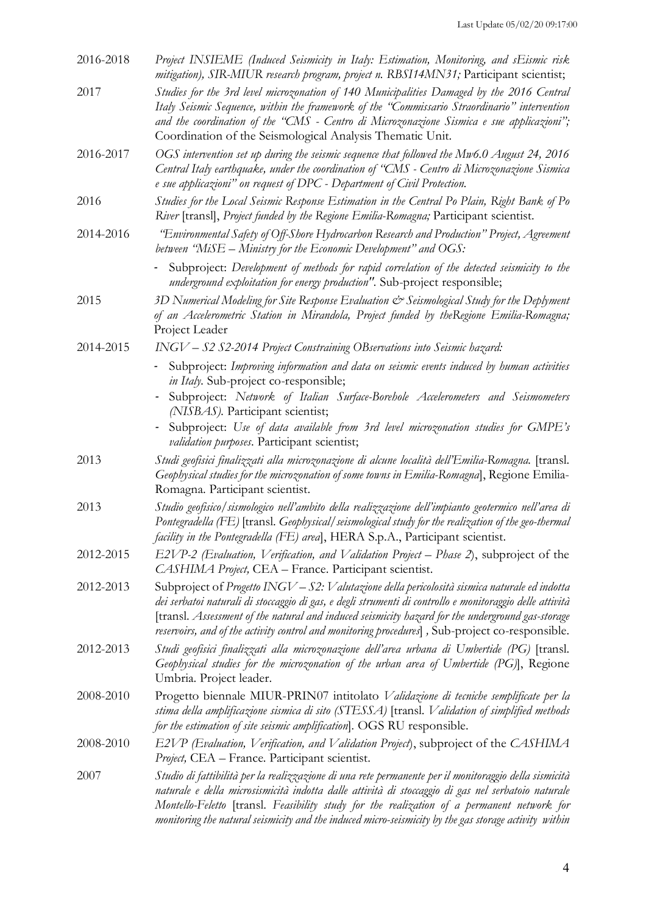2016-2018 *Project INSIEME (Induced Seismicity in Italy: Estimation, Monitoring, and sEismic risk mitigation), SIR-MIUR research program, project n. RBSI14MN31;* Participant scientist;

2017 *Studies for the 3rd level microzonation of 140 Municipalities Damaged by the 2016 Central Italy Seismic Sequence, within the framework of the "Commissario Straordinario" intervention and the coordination of the "CMS - Centro di Microzonazione Sismica e sue applicazioni";* Coordination of the Seismological Analysis Thematic Unit.

2016-2017 *OGS intervention set up during the seismic sequence that followed the Mw6.0 August 24, 2016 Central Italy earthquake, under the coordination of "CMS - Centro di Microzonazione Sismica e sue applicazioni" on request of DPC - Department of Civil Protection.*

2016 *Studies for the Local Seismic Response Estimation in the Central Po Plain, Right Bank of Po River* [transl], *Project funded by the Regione Emilia-Romagna;* Participant scientist.

2014-2016 *"Environmental Safety of Off-Shore Hydrocarbon Research and Production" Project, Agreement between "MiSE – Ministry for the Economic Development" and OGS:*

- Subproject: *Development of methods for rapid correlation of the detected seismicity to the underground exploitation for energy production"*. Sub-project responsible;

2015 *3D Numerical Modeling for Site Response Evaluation & Seismological Study for the Deplyment of an Accelerometric Station in Mirandola, Project funded by theRegione Emilia-Romagna;* Project Leader

2014-2015 *INGV – S2 S2-2014 Project Constraining OBservations into Seismic hazard:*

- Subproject: *Improving information and data on seismic events induced by human activities in Italy.* Sub-project co-responsible;
- Subproject: *Network of Italian Surface-Borehole Accelerometers and Seismometers (NISBAS).* Participant scientist;
- Subproject: *Use of data available from 3rd level microzonation studies for GMPE's validation purposes*. Participant scientist;

2013 *Studi geofisici finalizzati alla microzonazione di alcune località dell'Emilia-Romagna.* [transl. *Geophysical studies for the microzonation of some towns in Emilia-Romagna*], Regione Emilia-Romagna. Participant scientist.

2013 *Studio geofisico/sismologico nell'ambito della realizzazione dell'impianto geotermico nell'area di Pontegradella (FE)* [transl. *Geophysical/seismological study for the realization of the geo-thermal facility in the Pontegradella (FE) area*], HERA S.p.A., Participant scientist.

2012-2015 *E2VP-2 (Evaluation, Verification, and Validation Project – Phase 2*), subproject of the *CASHIMA Project,* CEA – France. Participant scientist.

2012-2013 Subproject of *Progetto INGV – S2: Valutazione della pericolosità sismica naturale ed indotta dei serbatoi naturali di stoccaggio di gas, e degli strumenti di controllo e monitoraggio delle attività* [transl. *Assessment of the natural and induced seismicity hazard for the underground gas-storage reservoirs, and of the activity control and monitoring procedures*] , Sub-project co-responsible.

2012-2013 *Studi geofisici finalizzati alla microzonazione dell'area urbana di Umbertide (PG)* [transl. *Geophysical studies for the microzonation of the urban area of Umbertide (PG)*], Regione Umbria. Project leader.

2008-2010 Progetto biennale MIUR-PRIN07 intitolato *Validazione di tecniche semplificate per la stima della amplificazione sismica di sito (STESSA)* [transl. *Validation of simplified methods for the estimation of site seismic amplification*]. OGS RU responsible.

2008-2010 *E2VP (Evaluation, Verification, and Validation Project*), subproject of the *CASHIMA Project,* CEA – France. Participant scientist.

2007 *Studio di fattibilità per la realizzazione di una rete permanente per il monitoraggio della sismicità naturale e della microsismicità indotta dalle attività di stoccaggio di gas nel serbatoio naturale Montello-Feletto* [transl. *Feasibility study for the realization of a permanent network for monitoring the natural seismicity and the induced micro-seismicity by the gas storage activity within*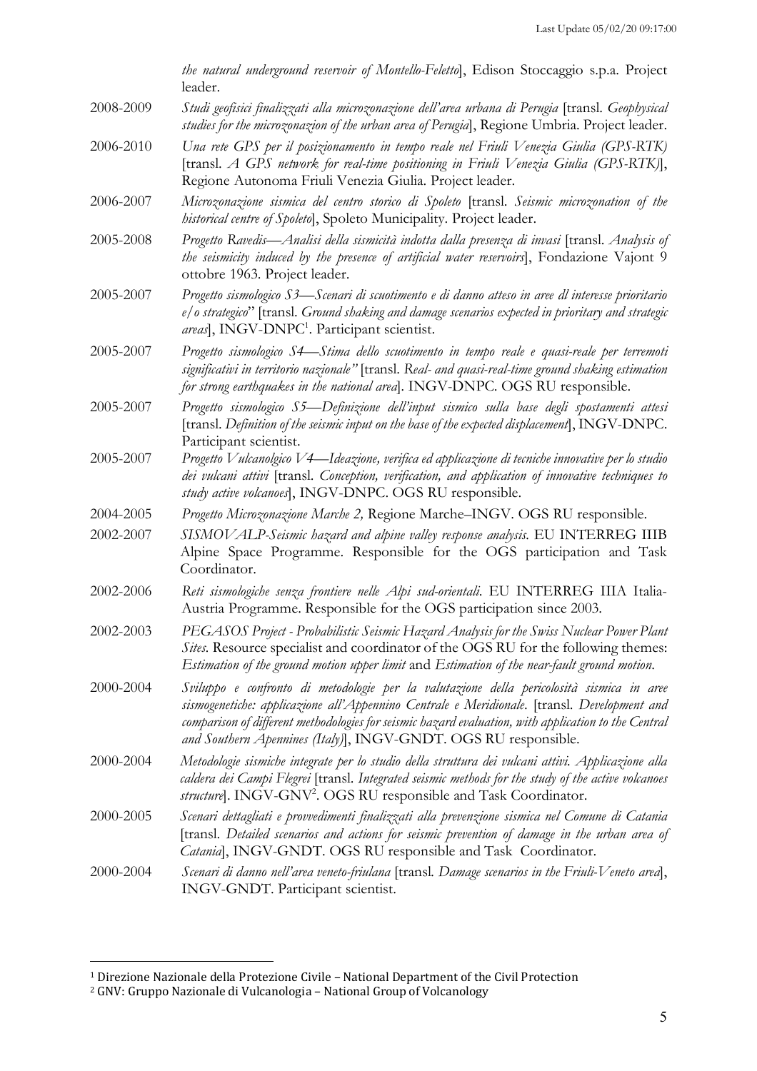*the natural underground reservoir of Montello-Feletto*], Edison Stoccaggio s.p.a. Project leader.

2008-2009 *Studi geofisici finalizzati alla microzonazione dell'area urbana di Perugia* [transl. *Geophysical studies for the microzonazion of the urban area of Perugia*], Regione Umbria. Project leader.

2006-2010 *Una rete GPS per il posizionamento in tempo reale nel Friuli Venezia Giulia (GPS-RTK)* [transl. *A GPS network for real-time positioning in Friuli Venezia Giulia (GPS-RTK)*], Regione Autonoma Friuli Venezia Giulia. Project leader.

2006-2007 *Microzonazione sismica del centro storico di Spoleto* [transl. *Seismic microzonation of the historical centre of Spoleto*], Spoleto Municipality. Project leader.

2005-2008 *Progetto Ravedis—Analisi della sismicità indotta dalla presenza di invasi* [transl. *Analysis of the seismicity induced by the presence of artificial water reservoirs*], Fondazione Vajont 9 ottobre 1963. Project leader.

2005-2007 *Progetto sismologico S3—Scenari di scuotimento e di danno atteso in aree dl interesse prioritario e/o strategico*" [transl. *Ground shaking and damage scenarios expected in prioritary and strategic areas*], INGV-DNPC[1]. Participant scientist.

2005-2007 *Progetto sismologico S4—Stima dello scuotimento in tempo reale e quasi-reale per terremoti significativi in territorio nazionale"* [transl. *Real- and quasi-real-time ground shaking estimation for strong earthquakes in the national area*]. INGV-DNPC. OGS RU responsible.

2005-2007 *Progetto sismologico S5—Definizione dell'input sismico sulla base degli spostamenti attesi* [transl. *Definition of the seismic input on the base of the expected displacement*], INGV-DNPC. Participant scientist.

2005-2007 *Progetto Vulcanolgico V4—Ideazione, verifica ed applicazione di tecniche innovative per lo studio dei vulcani attivi* [transl. *Conception, verification, and application of innovative techniques to study active volcanoes*], INGV-DNPC. OGS RU responsible.

2004-2005 *Progetto Microzonazione Marche 2,* Regione Marche–INGV. OGS RU responsible.

2002-2007 *SISMOVALP-Seismic hazard and alpine valley response analysis.* EU INTERREG IIIB Alpine Space Programme. Responsible for the OGS participation and Task Coordinator.

2002-2006 *Reti sismologiche senza frontiere nelle Alpi sud-orientali.* EU INTERREG IIIA Italia-Austria Programme. Responsible for the OGS participation since 2003.

2002-2003 *PEGASOS Project - Probabilistic Seismic Hazard Analysis for the Swiss Nuclear Power Plant Sites.* Resource specialist and coordinator of the OGS RU for the following themes: *Estimation of the ground motion upper limit* and *Estimation of the near-fault ground motion.*

2000-2004 *Sviluppo e confronto di metodologie per la valutazione della pericolosità sismica in aree sismogenetiche: applicazione all'Appennino Centrale e Meridionale.* [transl. *Development and comparison of different methodologies for seismic hazard evaluation, with application to the Central and Southern Apennines (Italy)*], INGV-GNDT. OGS RU responsible.

2000-2004 *Metodologie sismiche integrate per lo studio della struttura dei vulcani attivi. Applicazione alla caldera dei Campi Flegrei* [transl. *Integrated seismic methods for the study of the active volcanoes structure*]. INGV-GNV[2]. OGS RU responsible and Task Coordinator.

2000-2005 *Scenari dettagliati e provvedimenti finalizzati alla prevenzione sismica nel Comune di Catania* [transl. *Detailed scenarios and actions for seismic prevention of damage in the urban area of Catania*], INGV-GNDT. OGS RU responsible and Task Coordinator.

2000-2004 *Scenari di danno nell'area veneto-friulana* [transl. *Damage scenarios in the Friuli-Veneto area*], INGV-GNDT. Participant scientist.

---

[1] Direzione Nazionale della Protezione Civile – National Department of the Civil Protection

[2] GNV: Gruppo Nazionale di Vulcanologia – National Group of Volcanology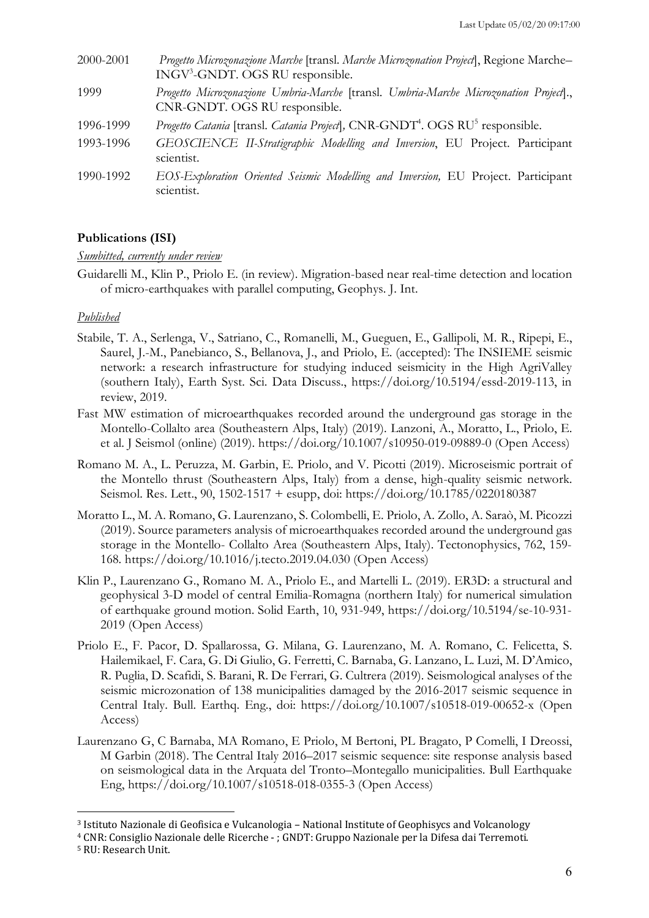2000-2001 *Progetto Microzonazione Marche* [transl. *Marche Microzonation Project*], Regione Marche–INGV[3]-GNDT. OGS RU responsible.

1999 *Progetto Microzonazione Umbria-Marche* [transl. *Umbria-Marche Microzonation Project*]., CNR-GNDT. OGS RU responsible.

1996-1999 *Progetto Catania* [transl. *Catania Project*], CNR-GNDT[4]. OGS RU[5] responsible.

1993-1996 *GEOSCIENCE II-Stratigraphic Modelling and Inversion*, EU Project. Participant scientist.

1990-1992 *EOS-Exploration Oriented Seismic Modelling and Inversion,* EU Project. Participant scientist.

**Publications (ISI)**

*Sumbitted, currently under review*

Guidarelli M., Klin P., Priolo E. (in review). Migration-based near real-time detection and location of micro-earthquakes with parallel computing, Geophys. J. Int.

*Published*

Stabile, T. A., Serlenga, V., Satriano, C., Romanelli, M., Gueguen, E., Gallipoli, M. R., Ripepi, E., Saurel, J.-M., Panebianco, S., Bellanova, J., and Priolo, E. (accepted): The INSIEME seismic network: a research infrastructure for studying induced seismicity in the High AgriValley (southern Italy), Earth Syst. Sci. Data Discuss., https://doi.org/10.5194/essd-2019-113, in review, 2019.

Fast MW estimation of microearthquakes recorded around the underground gas storage in the Montello-Collalto area (Southeastern Alps, Italy) (2019). Lanzoni, A., Moratto, L., Priolo, E. et al. J Seismol (online) (2019). https://doi.org/10.1007/s10950-019-09889-0 (Open Access)

Romano M. A., L. Peruzza, M. Garbin, E. Priolo, and V. Picotti (2019). Microseismic portrait of the Montello thrust (Southeastern Alps, Italy) from a dense, high-quality seismic network. Seismol. Res. Lett., 90, 1502-1517 + esupp, doi: https://doi.org/10.1785/0220180387

Moratto L., M. A. Romano, G. Laurenzano, S. Colombelli, E. Priolo, A. Zollo, A. Saraò, M. Picozzi (2019). Source parameters analysis of microearthquakes recorded around the underground gas storage in the Montello- Collalto Area (Southeastern Alps, Italy). Tectonophysics, 762, 159-168. https://doi.org/10.1016/j.tecto.2019.04.030 (Open Access)

Klin P., Laurenzano G., Romano M. A., Priolo E., and Martelli L. (2019). ER3D: a structural and geophysical 3-D model of central Emilia-Romagna (northern Italy) for numerical simulation of earthquake ground motion. Solid Earth, 10, 931-949, https://doi.org/10.5194/se-10-931-2019 (Open Access)

Priolo E., F. Pacor, D. Spallarossa, G. Milana, G. Laurenzano, M. A. Romano, C. Felicetta, S. Hailemikael, F. Cara, G. Di Giulio, G. Ferretti, C. Barnaba, G. Lanzano, L. Luzi, M. D'Amico, R. Puglia, D. Scafidi, S. Barani, R. De Ferrari, G. Cultrera (2019). Seismological analyses of the seismic microzonation of 138 municipalities damaged by the 2016-2017 seismic sequence in Central Italy. Bull. Earthq. Eng., doi: https://doi.org/10.1007/s10518-019-00652-x (Open Access)

Laurenzano G, C Barnaba, MA Romano, E Priolo, M Bertoni, PL Bragato, P Comelli, I Dreossi, M Garbin (2018). The Central Italy 2016–2017 seismic sequence: site response analysis based on seismological data in the Arquata del Tronto–Montegallo municipalities. Bull Earthquake Eng, https://doi.org/10.1007/s10518-018-0355-3 (Open Access)

[3] Istituto Nazionale di Geofisica e Vulcanologia – National Institute of Geophisycs and Volcanology

[4] CNR: Consiglio Nazionale delle Ricerche - ; GNDT: Gruppo Nazionale per la Difesa dai Terremoti.

[5] RU: Research Unit.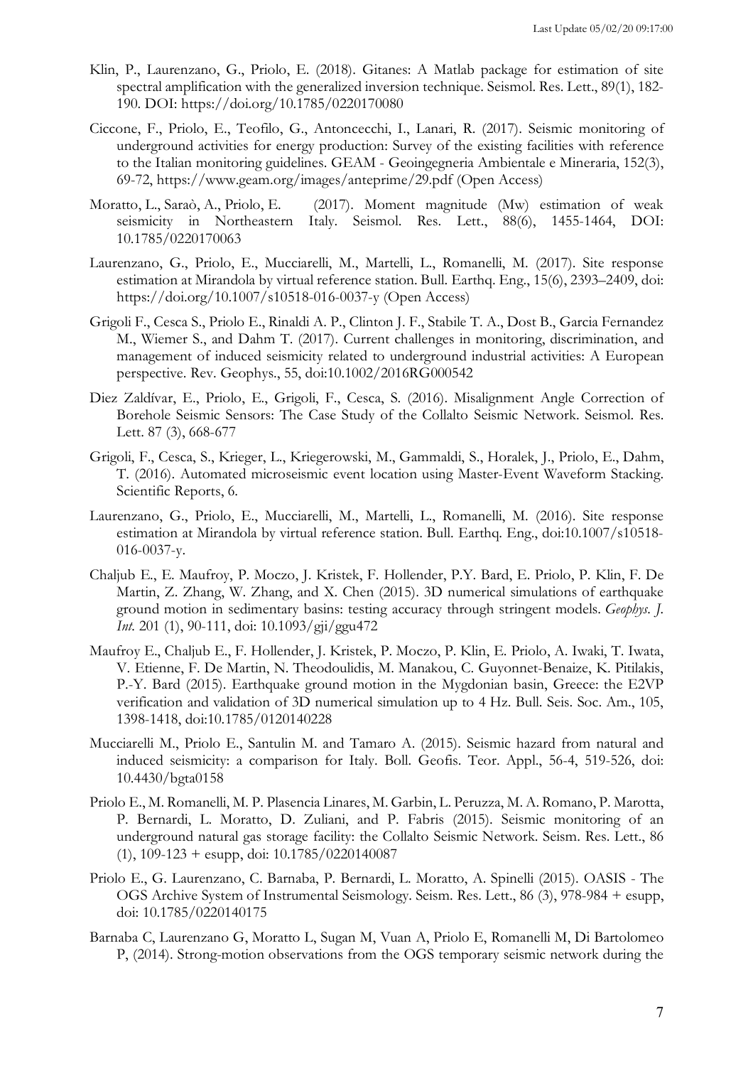Klin, P., Laurenzano, G., Priolo, E. (2018). Gitanes: A Matlab package for estimation of site spectral amplification with the generalized inversion technique. Seismol. Res. Lett., 89(1), 182-190. DOI: https://doi.org/10.1785/0220170080

Ciccone, F., Priolo, E., Teofilo, G., Antoncecchi, I., Lanari, R. (2017). Seismic monitoring of underground activities for energy production: Survey of the existing facilities with reference to the Italian monitoring guidelines. GEAM - Geoingegneria Ambientale e Mineraria, 152(3), 69-72, https://www.geam.org/images/anteprime/29.pdf (Open Access)

Moratto, L., Saraò, A., Priolo, E. (2017). Moment magnitude (Mw) estimation of weak seismicity in Northeastern Italy. Seismol. Res. Lett., 88(6), 1455-1464, DOI: 10.1785/0220170063

Laurenzano, G., Priolo, E., Mucciarelli, M., Martelli, L., Romanelli, M. (2017). Site response estimation at Mirandola by virtual reference station. Bull. Earthq. Eng., 15(6), 2393–2409, doi: https://doi.org/10.1007/s10518-016-0037-y (Open Access)

Grigoli F., Cesca S., Priolo E., Rinaldi A. P., Clinton J. F., Stabile T. A., Dost B., Garcia Fernandez M., Wiemer S., and Dahm T. (2017). Current challenges in monitoring, discrimination, and management of induced seismicity related to underground industrial activities: A European perspective. Rev. Geophys., 55, doi:10.1002/2016RG000542

Diez Zaldívar, E., Priolo, E., Grigoli, F., Cesca, S. (2016). Misalignment Angle Correction of Borehole Seismic Sensors: The Case Study of the Collalto Seismic Network. Seismol. Res. Lett. 87 (3), 668-677

Grigoli, F., Cesca, S., Krieger, L., Kriegerowski, M., Gammaldi, S., Horalek, J., Priolo, E., Dahm, T. (2016). Automated microseismic event location using Master-Event Waveform Stacking. Scientific Reports, 6.

Laurenzano, G., Priolo, E., Mucciarelli, M., Martelli, L., Romanelli, M. (2016). Site response estimation at Mirandola by virtual reference station. Bull. Earthq. Eng., doi:10.1007/s10518-016-0037-y.

Chaljub E., E. Maufroy, P. Moczo, J. Kristek, F. Hollender, P.Y. Bard, E. Priolo, P. Klin, F. De Martin, Z. Zhang, W. Zhang, and X. Chen (2015). 3D numerical simulations of earthquake ground motion in sedimentary basins: testing accuracy through stringent models. *Geophys. J. Int.* 201 (1), 90-111, doi: 10.1093/gji/ggu472

Maufroy E., Chaljub E., F. Hollender, J. Kristek, P. Moczo, P. Klin, E. Priolo, A. Iwaki, T. Iwata, V. Etienne, F. De Martin, N. Theodoulidis, M. Manakou, C. Guyonnet-Benaize, K. Pitilakis, P.-Y. Bard (2015). Earthquake ground motion in the Mygdonian basin, Greece: the E2VP verification and validation of 3D numerical simulation up to 4 Hz. Bull. Seis. Soc. Am., 105, 1398-1418, doi:10.1785/0120140228

Mucciarelli M., Priolo E., Santulin M. and Tamaro A. (2015). Seismic hazard from natural and induced seismicity: a comparison for Italy. Boll. Geofis. Teor. Appl., 56-4, 519-526, doi: 10.4430/bgta0158

Priolo E., M. Romanelli, M. P. Plasencia Linares, M. Garbin, L. Peruzza, M. A. Romano, P. Marotta, P. Bernardi, L. Moratto, D. Zuliani, and P. Fabris (2015). Seismic monitoring of an underground natural gas storage facility: the Collalto Seismic Network. Seism. Res. Lett., 86 (1), 109-123 + esupp, doi: 10.1785/0220140087

Priolo E., G. Laurenzano, C. Barnaba, P. Bernardi, L. Moratto, A. Spinelli (2015). OASIS - The OGS Archive System of Instrumental Seismology. Seism. Res. Lett., 86 (3), 978-984 + esupp, doi: 10.1785/0220140175

Barnaba C, Laurenzano G, Moratto L, Sugan M, Vuan A, Priolo E, Romanelli M, Di Bartolomeo P, (2014). Strong-motion observations from the OGS temporary seismic network during the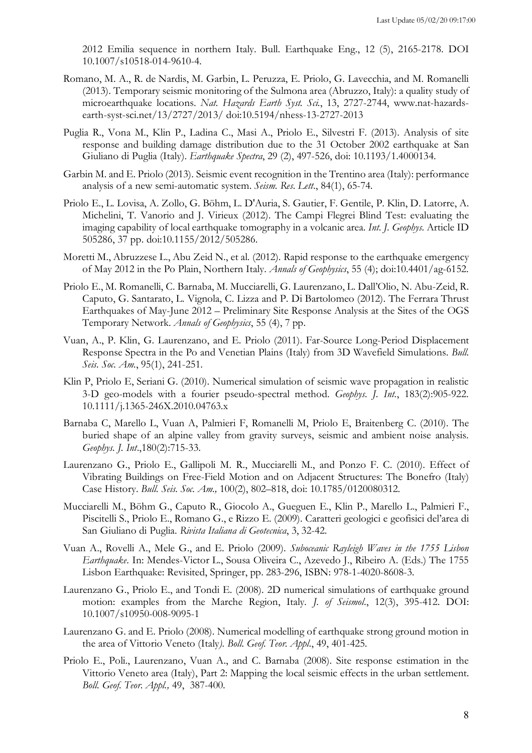2012 Emilia sequence in northern Italy. Bull. Earthquake Eng., 12 (5), 2165-2178. DOI 10.1007/s10518-014-9610-4.

Romano, M. A., R. de Nardis, M. Garbin, L. Peruzza, E. Priolo, G. Lavecchia, and M. Romanelli (2013). Temporary seismic monitoring of the Sulmona area (Abruzzo, Italy): a quality study of microearthquake locations. *Nat. Hazards Earth Syst. Sci.*, 13, 2727-2744, www.nat-hazards-earth-syst-sci.net/13/2727/2013/ doi:10.5194/nhess-13-2727-2013

Puglia R., Vona M., Klin P., Ladina C., Masi A., Priolo E., Silvestri F. (2013). Analysis of site response and building damage distribution due to the 31 October 2002 earthquake at San Giuliano di Puglia (Italy). *Earthquake Spectra*, 29 (2), 497-526, doi: 10.1193/1.4000134.

Garbin M. and E. Priolo (2013). Seismic event recognition in the Trentino area (Italy): performance analysis of a new semi-automatic system. *Seism. Res. Lett.*, 84(1), 65-74.

Priolo E., L. Lovisa, A. Zollo, G. Böhm, L. D'Auria, S. Gautier, F. Gentile, P. Klin, D. Latorre, A. Michelini, T. Vanorio and J. Virieux (2012). The Campi Flegrei Blind Test: evaluating the imaging capability of local earthquake tomography in a volcanic area. *Int. J. Geophys.* Article ID 505286, 37 pp. doi:10.1155/2012/505286.

Moretti M., Abruzzese L., Abu Zeid N., et al. (2012). Rapid response to the earthquake emergency of May 2012 in the Po Plain, Northern Italy. *Annals of Geophysics*, 55 (4); doi:10.4401/ag-6152.

Priolo E., M. Romanelli, C. Barnaba, M. Mucciarelli, G. Laurenzano, L. Dall'Olio, N. Abu-Zeid, R. Caputo, G. Santarato, L. Vignola, C. Lizza and P. Di Bartolomeo (2012). The Ferrara Thrust Earthquakes of May-June 2012 – Preliminary Site Response Analysis at the Sites of the OGS Temporary Network. *Annals of Geophysics*, 55 (4), 7 pp.

Vuan, A., P. Klin, G. Laurenzano, and E. Priolo (2011). Far-Source Long-Period Displacement Response Spectra in the Po and Venetian Plains (Italy) from 3D Wavefield Simulations. *Bull. Seis. Soc. Am.*, 95(1), 241-251.

Klin P, Priolo E, Seriani G. (2010). Numerical simulation of seismic wave propagation in realistic 3-D geo-models with a fourier pseudo-spectral method. *Geophys. J. Int.*, 183(2):905-922. 10.1111/j.1365-246X.2010.04763.x

Barnaba C, Marello L, Vuan A, Palmieri F, Romanelli M, Priolo E, Braitenberg C. (2010). The buried shape of an alpine valley from gravity surveys, seismic and ambient noise analysis. *Geophys. J. Int.*,180(2):715-33.

Laurenzano G., Priolo E., Gallipoli M. R., Mucciarelli M., and Ponzo F. C. (2010). Effect of Vibrating Buildings on Free-Field Motion and on Adjacent Structures: The Bonefro (Italy) Case History. *Bull. Seis. Soc. Am.,* 100(2), 802–818, doi: 10.1785/0120080312.

Mucciarelli M., Böhm G., Caputo R., Giocolo A., Gueguen E., Klin P., Marello L., Palmieri F., Piscitelli S., Priolo E., Romano G., e Rizzo E. (2009). Caratteri geologici e geofisici del'area di San Giuliano di Puglia. *Rivista Italiana di Geotecnica*, 3, 32-42.

Vuan A., Rovelli A., Mele G., and E. Priolo (2009). *Suboceanic Rayleigh Waves in the 1755 Lisbon Earthquake*. In: Mendes-Victor L., Sousa Oliveira C., Azevedo J., Ribeiro A. (Eds.) The 1755 Lisbon Earthquake: Revisited, Springer, pp. 283-296, ISBN: 978-1-4020-8608-3.

Laurenzano G., Priolo E., and Tondi E. (2008). 2D numerical simulations of earthquake ground motion: examples from the Marche Region, Italy. *J. of Seismol.*, 12(3), 395-412. DOI: 10.1007/s10950-008-9095-1

Laurenzano G. and E. Priolo (2008). Numerical modelling of earthquake strong ground motion in the area of Vittorio Veneto (Italy*). Boll. Geof. Teor. Appl.*, 49, 401-425.

Priolo E., Poli., Laurenzano, Vuan A., and C. Barnaba (2008). Site response estimation in the Vittorio Veneto area (Italy), Part 2: Mapping the local seismic effects in the urban settlement. *Boll. Geof. Teor. Appl.,* 49, 387-400.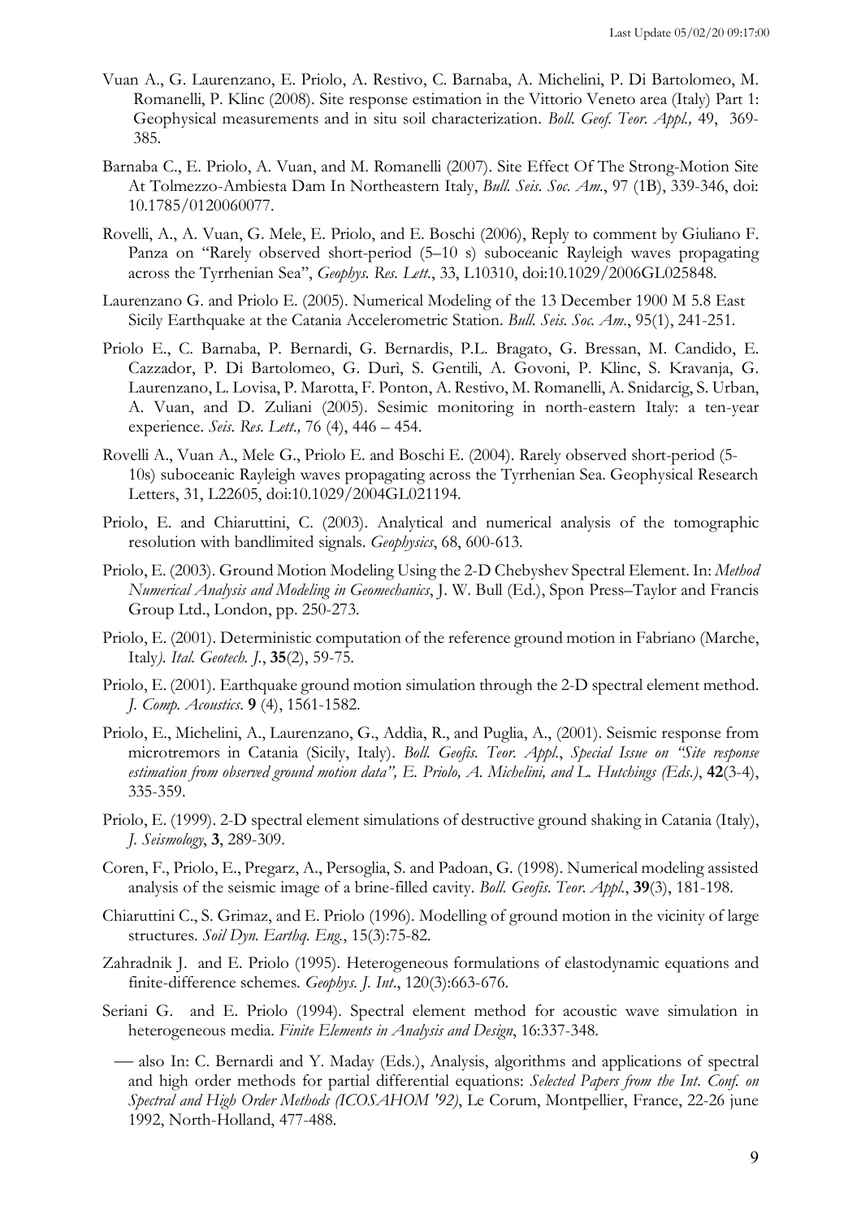Vuan A., G. Laurenzano, E. Priolo, A. Restivo, C. Barnaba, A. Michelini, P. Di Bartolomeo, M. Romanelli, P. Klinc (2008). Site response estimation in the Vittorio Veneto area (Italy) Part 1: Geophysical measurements and in situ soil characterization. *Boll. Geof. Teor. Appl.,* 49, 369-385.

Barnaba C., E. Priolo, A. Vuan, and M. Romanelli (2007). Site Effect Of The Strong-Motion Site At Tolmezzo-Ambiesta Dam In Northeastern Italy, *Bull. Seis. Soc. Am.*, 97 (1B), 339-346, doi: 10.1785/0120060077.

Rovelli, A., A. Vuan, G. Mele, E. Priolo, and E. Boschi (2006), Reply to comment by Giuliano F. Panza on "Rarely observed short-period (5–10 s) suboceanic Rayleigh waves propagating across the Tyrrhenian Sea", *Geophys. Res. Lett.*, 33, L10310, doi:10.1029/2006GL025848.

Laurenzano G. and Priolo E. (2005). Numerical Modeling of the 13 December 1900 M 5.8 East Sicily Earthquake at the Catania Accelerometric Station. *Bull. Seis. Soc. Am*., 95(1), 241-251.

Priolo E., C. Barnaba, P. Bernardi, G. Bernardis, P.L. Bragato, G. Bressan, M. Candido, E. Cazzador, P. Di Bartolomeo, G. Durì, S. Gentili, A. Govoni, P. Klinc, S. Kravanja, G. Laurenzano, L. Lovisa, P. Marotta, F. Ponton, A. Restivo, M. Romanelli, A. Snidarcig, S. Urban, A. Vuan, and D. Zuliani (2005). Sesimic monitoring in north-eastern Italy: a ten-year experience. *Seis. Res. Lett.,* 76 (4), 446 – 454.

Rovelli A., Vuan A., Mele G., Priolo E. and Boschi E. (2004). Rarely observed short-period (5-10s) suboceanic Rayleigh waves propagating across the Tyrrhenian Sea. Geophysical Research Letters, 31, L22605, doi:10.1029/2004GL021194.

Priolo, E. and Chiaruttini, C. (2003). Analytical and numerical analysis of the tomographic resolution with bandlimited signals. *Geophysics*, 68, 600-613.

Priolo, E. (2003). Ground Motion Modeling Using the 2-D Chebyshev Spectral Element. In: *Method Numerical Analysis and Modeling in Geomechanics*, J. W. Bull (Ed.), Spon Press–Taylor and Francis Group Ltd., London, pp. 250-273.

Priolo, E. (2001). Deterministic computation of the reference ground motion in Fabriano (Marche, Italy*). Ital. Geotech. J.*, **35**(2), 59-75.

Priolo, E. (2001). Earthquake ground motion simulation through the 2-D spectral element method. *J. Comp. Acoustics*. **9** (4), 1561-1582.

Priolo, E., Michelini, A., Laurenzano, G., Addìa, R., and Puglia, A., (2001). Seismic response from microtremors in Catania (Sicily, Italy). *Boll. Geofis. Teor. Appl.*, *Special Issue on "Site response estimation from observed ground motion data", E. Priolo, A. Michelini, and L. Hutchings (Eds.)*, **42**(3-4), 335-359.

Priolo, E. (1999). 2-D spectral element simulations of destructive ground shaking in Catania (Italy), *J. Seismology*, **3**, 289-309.

Coren, F., Priolo, E., Pregarz, A., Persoglia, S. and Padoan, G. (1998). Numerical modeling assisted analysis of the seismic image of a brine-filled cavity. *Boll. Geofis. Teor. Appl.*, **39**(3), 181-198.

Chiaruttini C., S. Grimaz, and E. Priolo (1996). Modelling of ground motion in the vicinity of large structures. *Soil Dyn. Earthq. Eng.*, 15(3):75-82.

Zahradnik J. and E. Priolo (1995). Heterogeneous formulations of elastodynamic equations and finite-difference schemes. *Geophys. J. Int*., 120(3):663-676.

Seriani G. and E. Priolo (1994). Spectral element method for acoustic wave simulation in heterogeneous media. *Finite Elements in Analysis and Design*, 16:337-348.

— also In: C. Bernardi and Y. Maday (Eds.), Analysis, algorithms and applications of spectral and high order methods for partial differential equations: *Selected Papers from the Int. Conf. on Spectral and High Order Methods (ICOSAHOM '92)*, Le Corum, Montpellier, France, 22-26 june 1992, North-Holland, 477-488.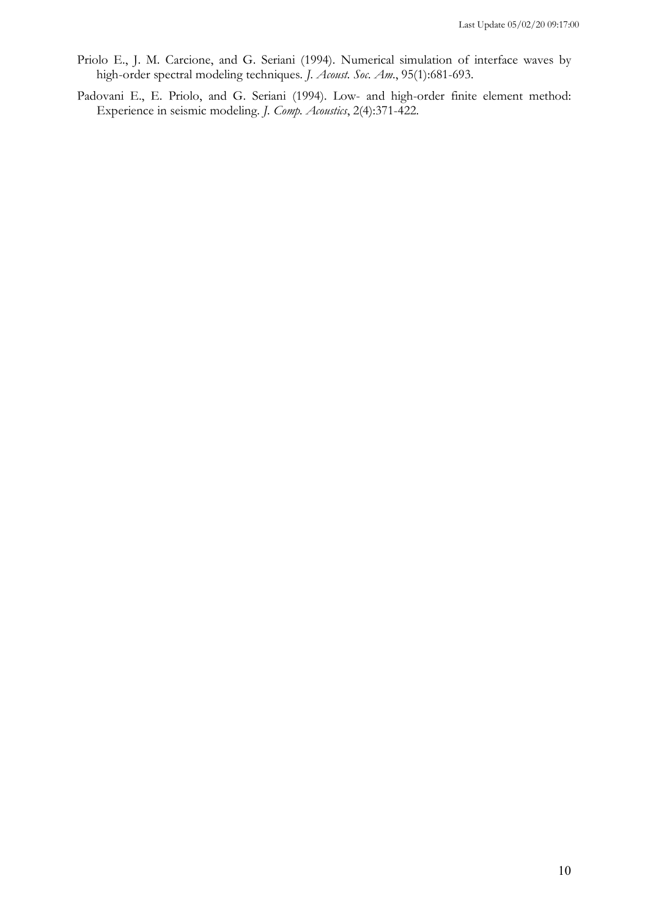Priolo E., J. M. Carcione, and G. Seriani (1994). Numerical simulation of interface waves by high-order spectral modeling techniques. *J. Acoust. Soc. Am.*, 95(1):681-693.

Padovani E., E. Priolo, and G. Seriani (1994). Low- and high-order finite element method: Experience in seismic modeling. *J. Comp. Acoustics*, 2(4):371-422.